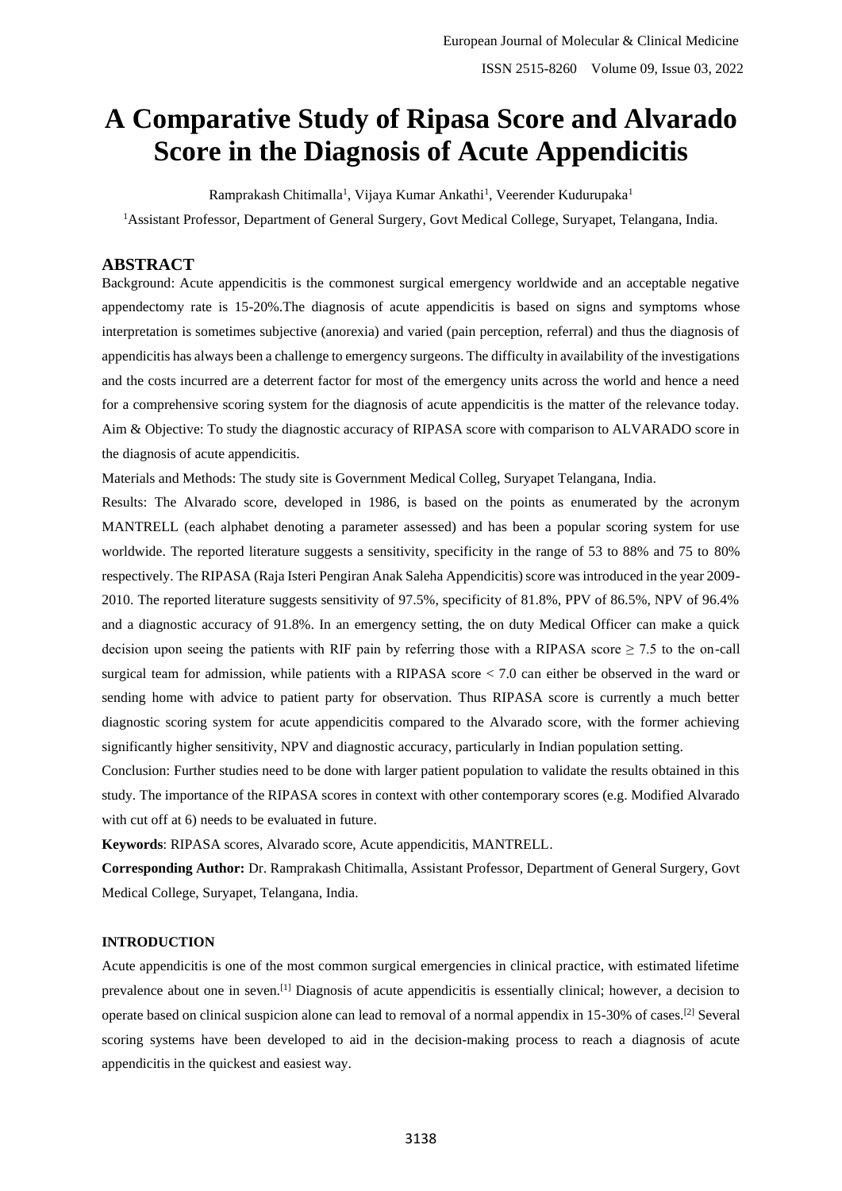# A Comparative Study of Ripasa Score and Alvarado Score in the Diagnosis of Acute Appendicitis

Ramprakash Chitimalla[1], Vijaya Kumar Ankathi[1], Veerender Kudurupaka[1]

[1]Assistant Professor, Department of General Surgery, Govt Medical College, Suryapet, Telangana, India.

## ABSTRACT

Background: Acute appendicitis is the commonest surgical emergency worldwide and an acceptable negative appendectomy rate is 15-20%.The diagnosis of acute appendicitis is based on signs and symptoms whose interpretation is sometimes subjective (anorexia) and varied (pain perception, referral) and thus the diagnosis of appendicitis has always been a challenge to emergency surgeons. The difficulty in availability of the investigations and the costs incurred are a deterrent factor for most of the emergency units across the world and hence a need for a comprehensive scoring system for the diagnosis of acute appendicitis is the matter of the relevance today.

Aim & Objective: To study the diagnostic accuracy of RIPASA score with comparison to ALVARADO score in the diagnosis of acute appendicitis.

Materials and Methods: The study site is Government Medical Colleg, Suryapet Telangana, India.

Results: The Alvarado score, developed in 1986, is based on the points as enumerated by the acronym MANTRELL (each alphabet denoting a parameter assessed) and has been a popular scoring system for use worldwide. The reported literature suggests a sensitivity, specificity in the range of 53 to 88% and 75 to 80% respectively. The RIPASA (Raja Isteri Pengiran Anak Saleha Appendicitis) score was introduced in the year 2009-2010. The reported literature suggests sensitivity of 97.5%, specificity of 81.8%, PPV of 86.5%, NPV of 96.4% and a diagnostic accuracy of 91.8%. In an emergency setting, the on duty Medical Officer can make a quick decision upon seeing the patients with RIF pain by referring those with a RIPASA score $\geq 7.5$ to the on-call surgical team for admission, while patients with a RIPASA score $< 7.0$ can either be observed in the ward or sending home with advice to patient party for observation. Thus RIPASA score is currently a much better diagnostic scoring system for acute appendicitis compared to the Alvarado score, with the former achieving significantly higher sensitivity, NPV and diagnostic accuracy, particularly in Indian population setting.

Conclusion: Further studies need to be done with larger patient population to validate the results obtained in this study. The importance of the RIPASA scores in context with other contemporary scores (e.g. Modified Alvarado with cut off at 6) needs to be evaluated in future.

**Keywords**: RIPASA scores, Alvarado score, Acute appendicitis, MANTRELL.

**Corresponding Author:** Dr. Ramprakash Chitimalla, Assistant Professor, Department of General Surgery, Govt Medical College, Suryapet, Telangana, India.

### INTRODUCTION

Acute appendicitis is one of the most common surgical emergencies in clinical practice, with estimated lifetime prevalence about one in seven.[1] Diagnosis of acute appendicitis is essentially clinical; however, a decision to operate based on clinical suspicion alone can lead to removal of a normal appendix in 15-30% of cases.[2] Several scoring systems have been developed to aid in the decision-making process to reach a diagnosis of acute appendicitis in the quickest and easiest way.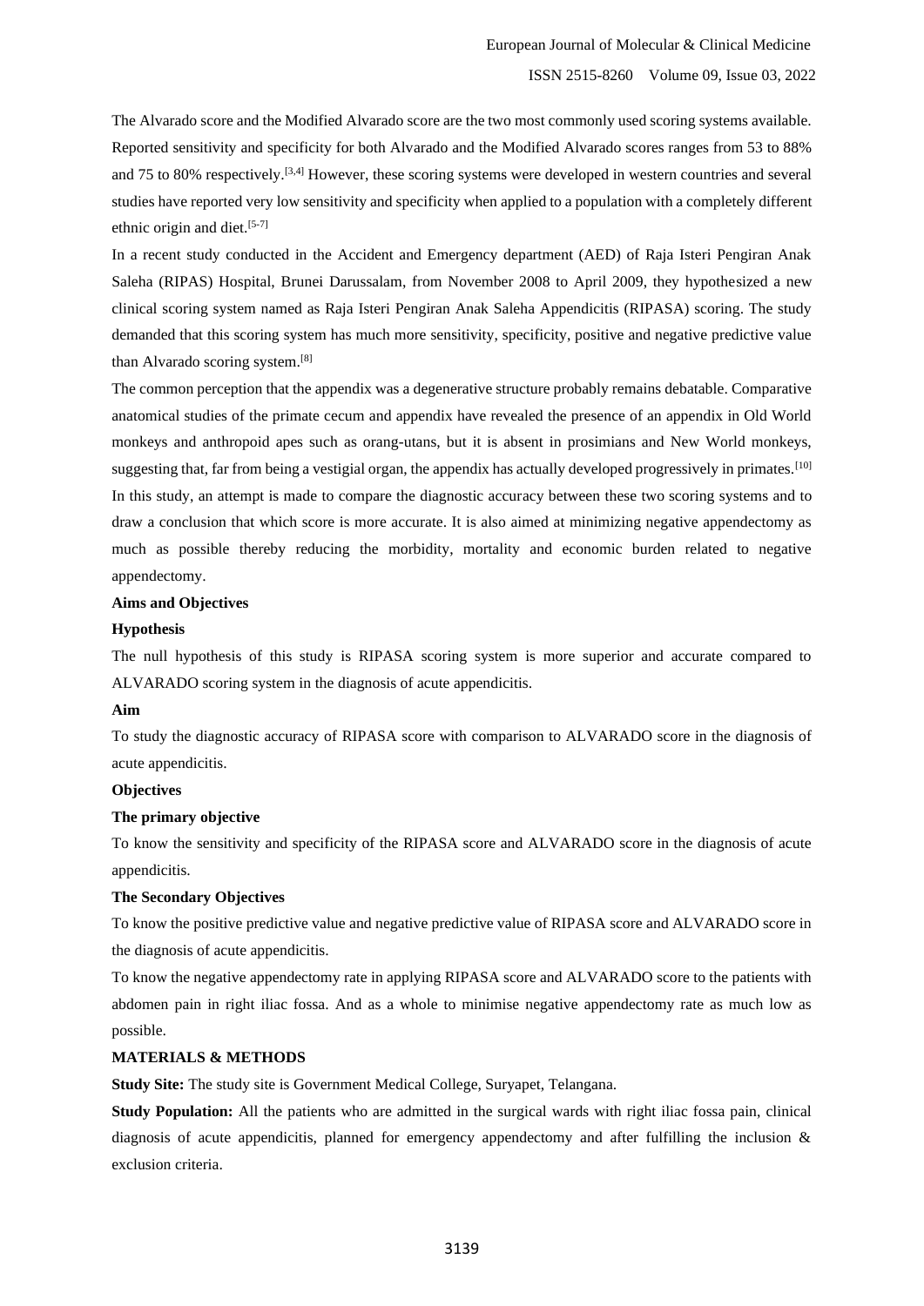The Alvarado score and the Modified Alvarado score are the two most commonly used scoring systems available. Reported sensitivity and specificity for both Alvarado and the Modified Alvarado scores ranges from 53 to 88% and 75 to 80% respectively.[3,4] However, these scoring systems were developed in western countries and several studies have reported very low sensitivity and specificity when applied to a population with a completely different ethnic origin and diet.[5-7]

In a recent study conducted in the Accident and Emergency department (AED) of Raja Isteri Pengiran Anak Saleha (RIPAS) Hospital, Brunei Darussalam, from November 2008 to April 2009, they hypothesized a new clinical scoring system named as Raja Isteri Pengiran Anak Saleha Appendicitis (RIPASA) scoring. The study demanded that this scoring system has much more sensitivity, specificity, positive and negative predictive value than Alvarado scoring system.[8]

The common perception that the appendix was a degenerative structure probably remains debatable. Comparative anatomical studies of the primate cecum and appendix have revealed the presence of an appendix in Old World monkeys and anthropoid apes such as orang-utans, but it is absent in prosimians and New World monkeys, suggesting that, far from being a vestigial organ, the appendix has actually developed progressively in primates.[10]

In this study, an attempt is made to compare the diagnostic accuracy between these two scoring systems and to draw a conclusion that which score is more accurate. It is also aimed at minimizing negative appendectomy as much as possible thereby reducing the morbidity, mortality and economic burden related to negative appendectomy.

**Aims and Objectives**

**Hypothesis**

The null hypothesis of this study is RIPASA scoring system is more superior and accurate compared to ALVARADO scoring system in the diagnosis of acute appendicitis.

**Aim**

To study the diagnostic accuracy of RIPASA score with comparison to ALVARADO score in the diagnosis of acute appendicitis.

**Objectives**

**The primary objective**

To know the sensitivity and specificity of the RIPASA score and ALVARADO score in the diagnosis of acute appendicitis.

**The Secondary Objectives**

To know the positive predictive value and negative predictive value of RIPASA score and ALVARADO score in the diagnosis of acute appendicitis.

To know the negative appendectomy rate in applying RIPASA score and ALVARADO score to the patients with abdomen pain in right iliac fossa. And as a whole to minimise negative appendectomy rate as much low as possible.

**MATERIALS & METHODS**

**Study Site:** The study site is Government Medical College, Suryapet, Telangana.

**Study Population:** All the patients who are admitted in the surgical wards with right iliac fossa pain, clinical diagnosis of acute appendicitis, planned for emergency appendectomy and after fulfilling the inclusion & exclusion criteria.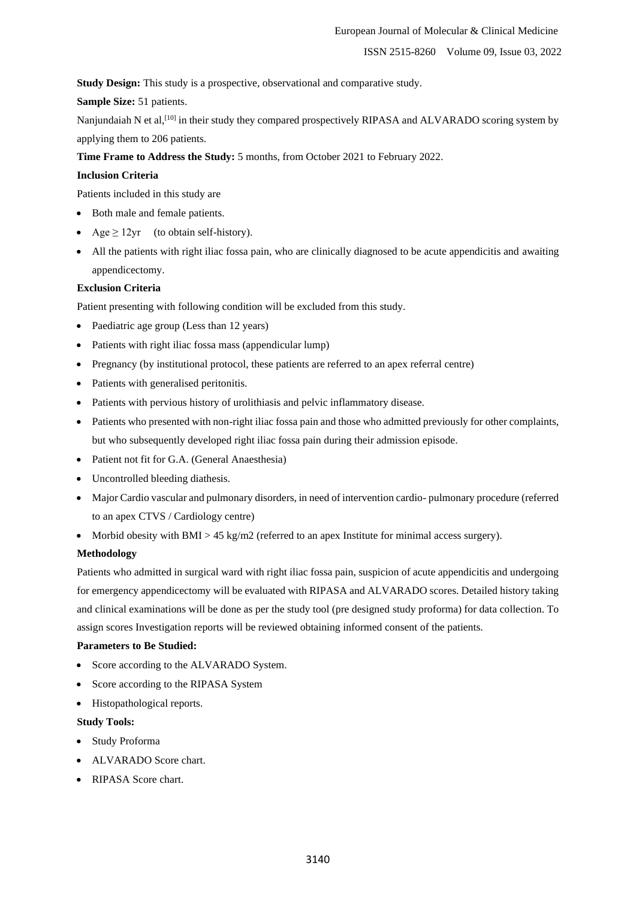**Study Design:** This study is a prospective, observational and comparative study.

**Sample Size:** 51 patients.

Nanjundaiah N et al,[10] in their study they compared prospectively RIPASA and ALVARADO scoring system by applying them to 206 patients.

**Time Frame to Address the Study:** 5 months, from October 2021 to February 2022.

**Inclusion Criteria**

Patients included in this study are

- Both male and female patients.
- Age ≥ 12yr (to obtain self-history).
- All the patients with right iliac fossa pain, who are clinically diagnosed to be acute appendicitis and awaiting appendicectomy.

**Exclusion Criteria**

Patient presenting with following condition will be excluded from this study.

- Paediatric age group (Less than 12 years)
- Patients with right iliac fossa mass (appendicular lump)
- Pregnancy (by institutional protocol, these patients are referred to an apex referral centre)
- Patients with generalised peritonitis.
- Patients with pervious history of urolithiasis and pelvic inflammatory disease.
- Patients who presented with non-right iliac fossa pain and those who admitted previously for other complaints, but who subsequently developed right iliac fossa pain during their admission episode.
- Patient not fit for G.A. (General Anaesthesia)
- Uncontrolled bleeding diathesis.
- Major Cardio vascular and pulmonary disorders, in need of intervention cardio- pulmonary procedure (referred to an apex CTVS / Cardiology centre)
- Morbid obesity with BMI > 45 kg/m2 (referred to an apex Institute for minimal access surgery).

**Methodology**

Patients who admitted in surgical ward with right iliac fossa pain, suspicion of acute appendicitis and undergoing for emergency appendicectomy will be evaluated with RIPASA and ALVARADO scores. Detailed history taking and clinical examinations will be done as per the study tool (pre designed study proforma) for data collection. To assign scores Investigation reports will be reviewed obtaining informed consent of the patients.

**Parameters to Be Studied:**

- Score according to the ALVARADO System.
- Score according to the RIPASA System
- Histopathological reports.

**Study Tools:**

- Study Proforma
- ALVARADO Score chart.
- RIPASA Score chart.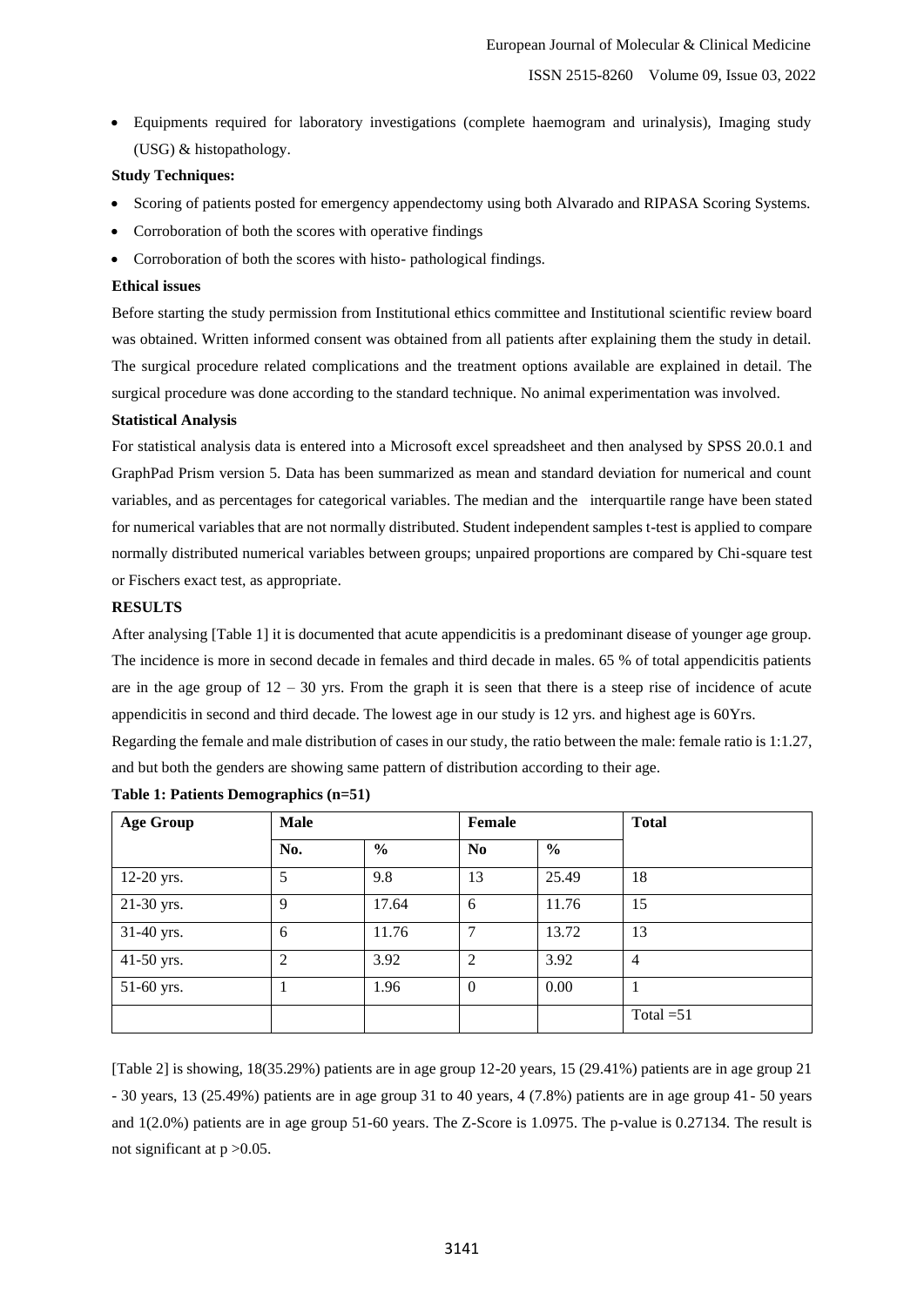- Equipments required for laboratory investigations (complete haemogram and urinalysis), Imaging study (USG) & histopathology.

**Study Techniques:**

- Scoring of patients posted for emergency appendectomy using both Alvarado and RIPASA Scoring Systems.
- Corroboration of both the scores with operative findings
- Corroboration of both the scores with histo- pathological findings.

**Ethical issues**

Before starting the study permission from Institutional ethics committee and Institutional scientific review board was obtained. Written informed consent was obtained from all patients after explaining them the study in detail. The surgical procedure related complications and the treatment options available are explained in detail. The surgical procedure was done according to the standard technique. No animal experimentation was involved.

**Statistical Analysis**

For statistical analysis data is entered into a Microsoft excel spreadsheet and then analysed by SPSS 20.0.1 and GraphPad Prism version 5. Data has been summarized as mean and standard deviation for numerical and count variables, and as percentages for categorical variables. The median and the interquartile range have been stated for numerical variables that are not normally distributed. Student independent samples t-test is applied to compare normally distributed numerical variables between groups; unpaired proportions are compared by Chi-square test or Fischers exact test, as appropriate.

**RESULTS**

After analysing [Table 1] it is documented that acute appendicitis is a predominant disease of younger age group. The incidence is more in second decade in females and third decade in males. 65 % of total appendicitis patients are in the age group of 12 – 30 yrs. From the graph it is seen that there is a steep rise of incidence of acute appendicitis in second and third decade. The lowest age in our study is 12 yrs. and highest age is 60Yrs.

Regarding the female and male distribution of cases in our study, the ratio between the male: female ratio is 1:1.27, and but both the genders are showing same pattern of distribution according to their age.

**Table 1: Patients Demographics (n=51)**

| Age Group | Male | | Female | | Total |
|---|---|---|---|---|---|
| | No. | % | No | % | |
| 12-20 yrs. | 5 | 9.8 | 13 | 25.49 | 18 |
| 21-30 yrs. | 9 | 17.64 | 6 | 11.76 | 15 |
| 31-40 yrs. | 6 | 11.76 | 7 | 13.72 | 13 |
| 41-50 yrs. | 2 | 3.92 | 2 | 3.92 | 4 |
| 51-60 yrs. | 1 | 1.96 | 0 | 0.00 | 1 |
| | | | | | Total =51 |

[Table 2] is showing, 18(35.29%) patients are in age group 12-20 years, 15 (29.41%) patients are in age group 21 - 30 years, 13 (25.49%) patients are in age group 31 to 40 years, 4 (7.8%) patients are in age group 41- 50 years and 1(2.0%) patients are in age group 51-60 years. The Z-Score is 1.0975. The p-value is 0.27134. The result is not significant at $p > 0.05$.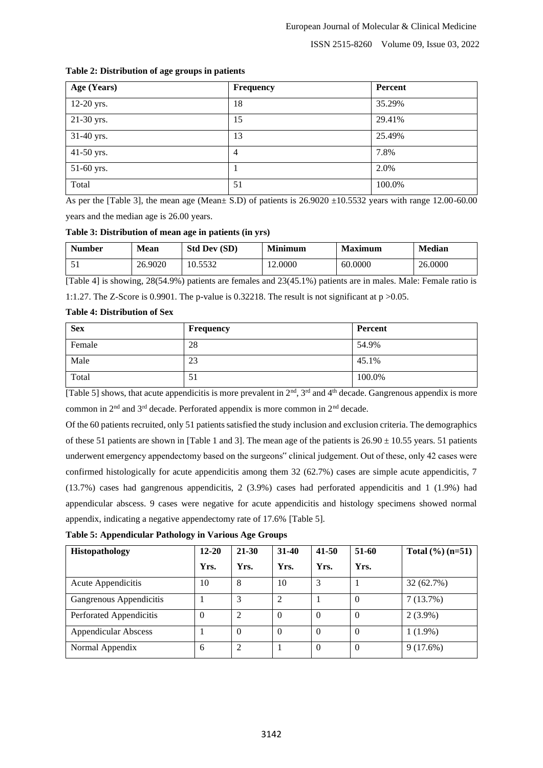**Table 2: Distribution of age groups in patients**

| Age (Years) | Frequency | Percent |
|---|---|---|
| 12-20 yrs. | 18 | 35.29% |
| 21-30 yrs. | 15 | 29.41% |
| 31-40 yrs. | 13 | 25.49% |
| 41-50 yrs. | 4 | 7.8% |
| 51-60 yrs. | 1 | 2.0% |
| Total | 51 | 100.0% |

As per the [Table 3], the mean age (Mean± S.D) of patients is 26.9020 ±10.5532 years with range 12.00-60.00 years and the median age is 26.00 years.

**Table 3: Distribution of mean age in patients (in yrs)**

| Number | Mean | Std Dev (SD) | Minimum | Maximum | Median |
|---|---|---|---|---|---|
| 51 | 26.9020 | 10.5532 | 12.0000 | 60.0000 | 26.0000 |

[Table 4] is showing, 28(54.9%) patients are females and 23(45.1%) patients are in males. Male: Female ratio is 1:1.27. The Z-Score is 0.9901. The p-value is 0.32218. The result is not significant at $p > 0.05$.

**Table 4: Distribution of Sex**

| Sex | Frequency | Percent |
|---|---|---|
| Female | 28 | 54.9% |
| Male | 23 | 45.1% |
| Total | 51 | 100.0% |

[Table 5] shows, that acute appendicitis is more prevalent in 2nd, 3rd and 4th decade. Gangrenous appendix is more common in 2nd and 3rd decade. Perforated appendix is more common in 2nd decade.

Of the 60 patients recruited, only 51 patients satisfied the study inclusion and exclusion criteria. The demographics of these 51 patients are shown in [Table 1 and 3]. The mean age of the patients is 26.90 ± 10.55 years. 51 patients underwent emergency appendectomy based on the surgeons" clinical judgement. Out of these, only 42 cases were confirmed histologically for acute appendicitis among them 32 (62.7%) cases are simple acute appendicitis, 7 (13.7%) cases had gangrenous appendicitis, 2 (3.9%) cases had perforated appendicitis and 1 (1.9%) had appendicular abscess. 9 cases were negative for acute appendicitis and histology specimens showed normal appendix, indicating a negative appendectomy rate of 17.6% [Table 5].

**Table 5: Appendicular Pathology in Various Age Groups**

| Histopathology | 12-20 Yrs. | 21-30 Yrs. | 31-40 Yrs. | 41-50 Yrs. | 51-60 Yrs. | Total (%) (n=51) |
|---|---|---|---|---|---|---|
| Acute Appendicitis | 10 | 8 | 10 | 3 | 1 | 32 (62.7%) |
| Gangrenous Appendicitis | 1 | 3 | 2 | 1 | 0 | 7 (13.7%) |
| Perforated Appendicitis | 0 | 2 | 0 | 0 | 0 | 2 (3.9%) |
| Appendicular Abscess | 1 | 0 | 0 | 0 | 0 | 1 (1.9%) |
| Normal Appendix | 6 | 2 | 1 | 0 | 0 | 9 (17.6%) |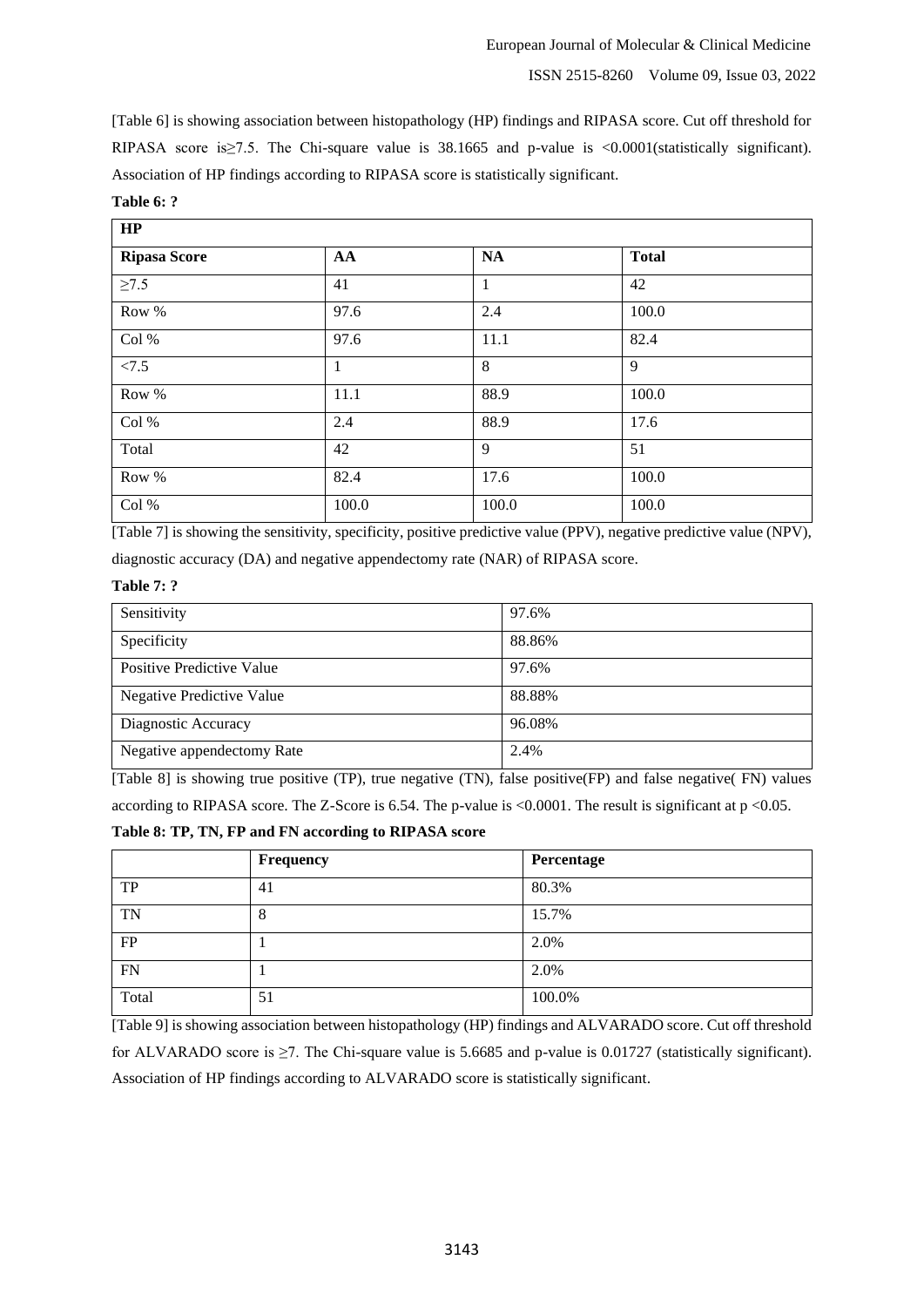[Table 6] is showing association between histopathology (HP) findings and RIPASA score. Cut off threshold for RIPASA score is≥7.5. The Chi-square value is 38.1665 and p-value is <0.0001(statistically significant). Association of HP findings according to RIPASA score is statistically significant.

**Table 6: ?**

| **HP** | | | |
|---|---|---|---|
| **Ripasa Score** | **AA** | **NA** | **Total** |
| ≥7.5 | 41 | 1 | 42 |
| Row % | 97.6 | 2.4 | 100.0 |
| Col % | 97.6 | 11.1 | 82.4 |
| <7.5 | 1 | 8 | 9 |
| Row % | 11.1 | 88.9 | 100.0 |
| Col % | 2.4 | 88.9 | 17.6 |
| Total | 42 | 9 | 51 |
| Row % | 82.4 | 17.6 | 100.0 |
| Col % | 100.0 | 100.0 | 100.0 |

[Table 7] is showing the sensitivity, specificity, positive predictive value (PPV), negative predictive value (NPV), diagnostic accuracy (DA) and negative appendectomy rate (NAR) of RIPASA score.

**Table 7: ?**

| | |
|---|---|
| Sensitivity | 97.6% |
| Specificity | 88.86% |
| Positive Predictive Value | 97.6% |
| Negative Predictive Value | 88.88% |
| Diagnostic Accuracy | 96.08% |
| Negative appendectomy Rate | 2.4% |

[Table 8] is showing true positive (TP), true negative (TN), false positive(FP) and false negative( FN) values according to RIPASA score. The Z-Score is 6.54. The p-value is <0.0001. The result is significant at $p < 0.05$.

**Table 8: TP, TN, FP and FN according to RIPASA score**

| | **Frequency** | **Percentage** |
|---|---|---|
| TP | 41 | 80.3% |
| TN | 8 | 15.7% |
| FP | 1 | 2.0% |
| FN | 1 | 2.0% |
| Total | 51 | 100.0% |

[Table 9] is showing association between histopathology (HP) findings and ALVARADO score. Cut off threshold for ALVARADO score is ≥7. The Chi-square value is 5.6685 and p-value is 0.01727 (statistically significant). Association of HP findings according to ALVARADO score is statistically significant.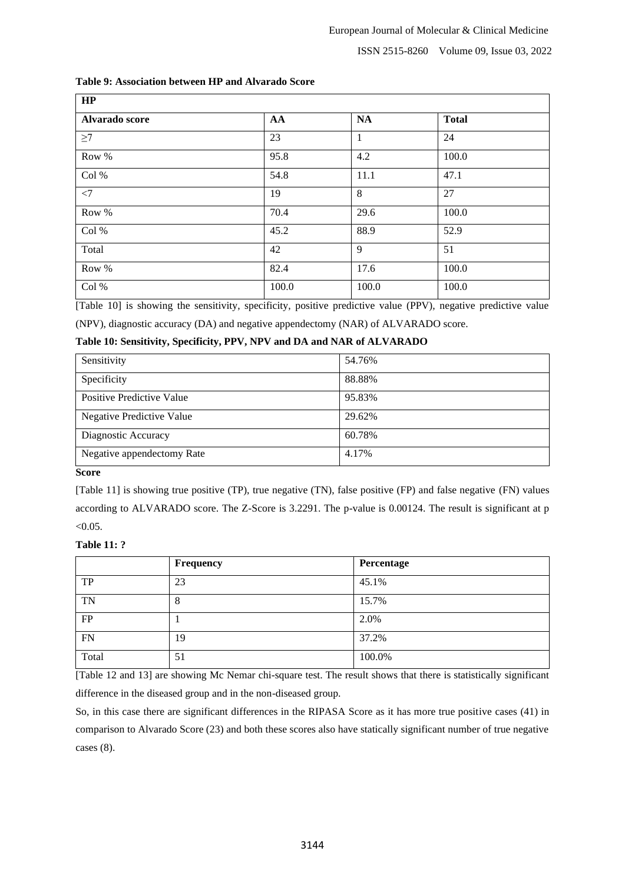**Table 9: Association between HP and Alvarado Score**

| HP | | | |
|---|---|---|---|
| **Alvarado score** | **AA** | **NA** | **Total** |
| ≥7 | 23 | 1 | 24 |
| Row % | 95.8 | 4.2 | 100.0 |
| Col % | 54.8 | 11.1 | 47.1 |
| <7 | 19 | 8 | 27 |
| Row % | 70.4 | 29.6 | 100.0 |
| Col % | 45.2 | 88.9 | 52.9 |
| Total | 42 | 9 | 51 |
| Row % | 82.4 | 17.6 | 100.0 |
| Col % | 100.0 | 100.0 | 100.0 |

[Table 10] is showing the sensitivity, specificity, positive predictive value (PPV), negative predictive value (NPV), diagnostic accuracy (DA) and negative appendectomy (NAR) of ALVARADO score.

**Table 10: Sensitivity, Specificity, PPV, NPV and DA and NAR of ALVARADO Score**

| | |
|---|---|
| Sensitivity | 54.76% |
| Specificity | 88.88% |
| Positive Predictive Value | 95.83% |
| Negative Predictive Value | 29.62% |
| Diagnostic Accuracy | 60.78% |
| Negative appendectomy Rate | 4.17% |

[Table 11] is showing true positive (TP), true negative (TN), false positive (FP) and false negative (FN) values according to ALVARADO score. The Z-Score is 3.2291. The p-value is 0.00124. The result is significant at $p < 0.05$.

**Table 11: ?**

| | **Frequency** | **Percentage** |
|---|---|---|
| TP | 23 | 45.1% |
| TN | 8 | 15.7% |
| FP | 1 | 2.0% |
| FN | 19 | 37.2% |
| Total | 51 | 100.0% |

[Table 12 and 13] are showing Mc Nemar chi-square test. The result shows that there is statistically significant difference in the diseased group and in the non-diseased group.

So, in this case there are significant differences in the RIPASA Score as it has more true positive cases (41) in comparison to Alvarado Score (23) and both these scores also have statically significant number of true negative cases (8).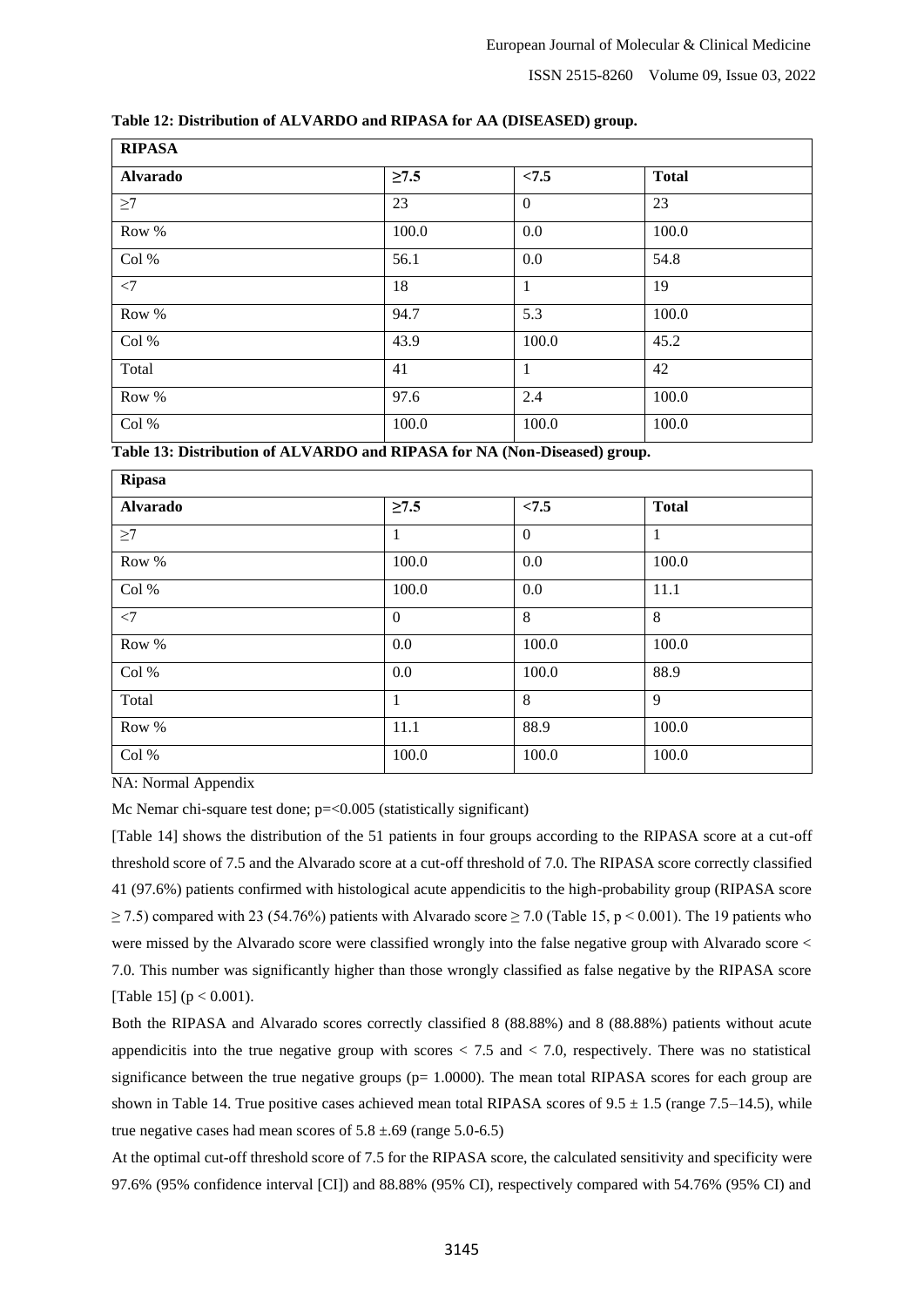**Table 12: Distribution of ALVARDO and RIPASA for AA (DISEASED) group.**

| RIPASA | | | |
|---|---|---|---|
| **Alvarado** | **≥7.5** | **<7.5** | **Total** |
| ≥7 | 23 | 0 | 23 |
| Row % | 100.0 | 0.0 | 100.0 |
| Col % | 56.1 | 0.0 | 54.8 |
| <7 | 18 | 1 | 19 |
| Row % | 94.7 | 5.3 | 100.0 |
| Col % | 43.9 | 100.0 | 45.2 |
| Total | 41 | 1 | 42 |
| Row % | 97.6 | 2.4 | 100.0 |
| Col % | 100.0 | 100.0 | 100.0 |

**Table 13: Distribution of ALVARDO and RIPASA for NA (Non-Diseased) group.**

| Ripasa | | | |
|---|---|---|---|
| **Alvarado** | **≥7.5** | **<7.5** | **Total** |
| ≥7 | 1 | 0 | 1 |
| Row % | 100.0 | 0.0 | 100.0 |
| Col % | 100.0 | 0.0 | 11.1 |
| <7 | 0 | 8 | 8 |
| Row % | 0.0 | 100.0 | 100.0 |
| Col % | 0.0 | 100.0 | 88.9 |
| Total | 1 | 8 | 9 |
| Row % | 11.1 | 88.9 | 100.0 |
| Col % | 100.0 | 100.0 | 100.0 |

NA: Normal Appendix

Mc Nemar chi-square test done; p=<0.005 (statistically significant)

[Table 14] shows the distribution of the 51 patients in four groups according to the RIPASA score at a cut-off threshold score of 7.5 and the Alvarado score at a cut-off threshold of 7.0. The RIPASA score correctly classified 41 (97.6%) patients confirmed with histological acute appendicitis to the high-probability group (RIPASA score $\geq 7.5$) compared with 23 (54.76%) patients with Alvarado score $\geq 7.0$ (Table 15, $p < 0.001$). The 19 patients who were missed by the Alvarado score were classified wrongly into the false negative group with Alvarado score < 7.0. This number was significantly higher than those wrongly classified as false negative by the RIPASA score [Table 15] ($p < 0.001$).

Both the RIPASA and Alvarado scores correctly classified 8 (88.88%) and 8 (88.88%) patients without acute appendicitis into the true negative group with scores < 7.5 and < 7.0, respectively. There was no statistical significance between the true negative groups (p= 1.0000). The mean total RIPASA scores for each group are shown in Table 14. True positive cases achieved mean total RIPASA scores of $9.5 \pm 1.5$ (range 7.5–14.5), while true negative cases had mean scores of $5.8 \pm .69$ (range 5.0-6.5)

At the optimal cut-off threshold score of 7.5 for the RIPASA score, the calculated sensitivity and specificity were 97.6% (95% confidence interval [CI]) and 88.88% (95% CI), respectively compared with 54.76% (95% CI) and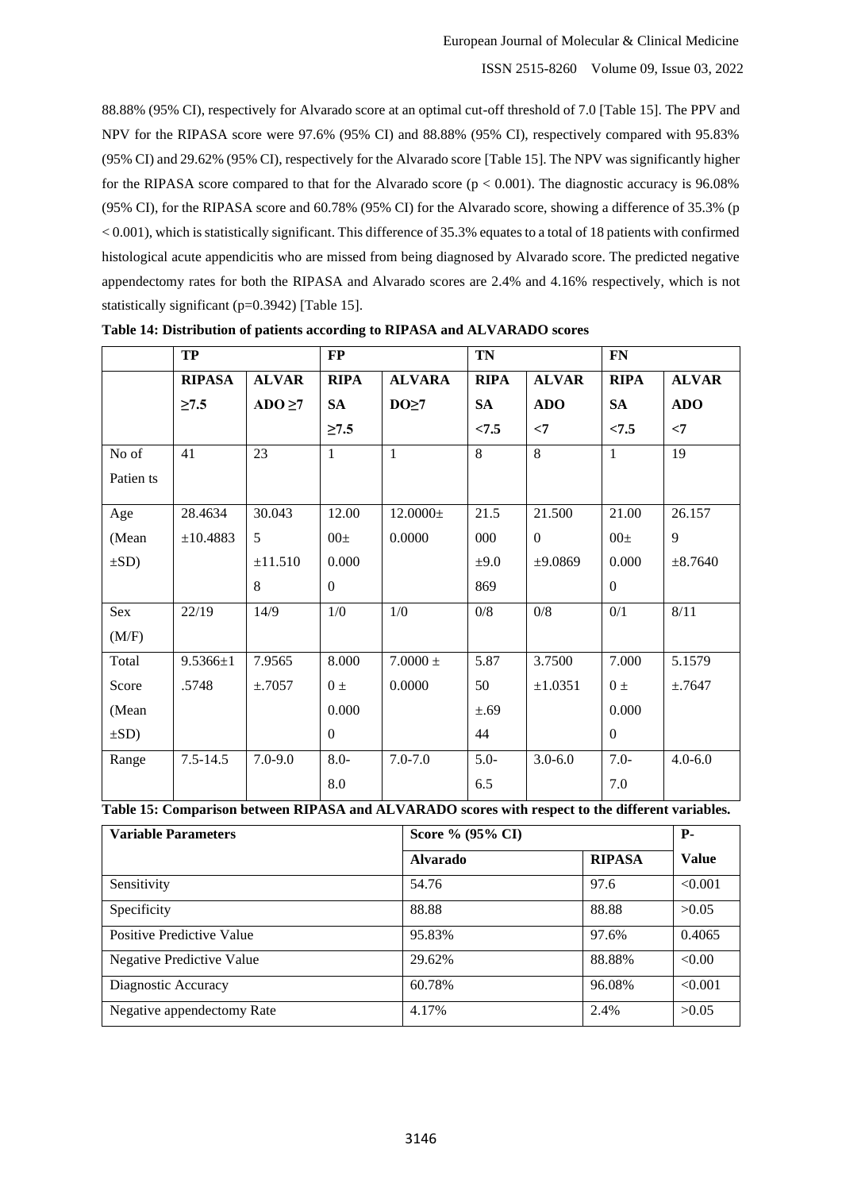88.88% (95% CI), respectively for Alvarado score at an optimal cut-off threshold of 7.0 [Table 15]. The PPV and NPV for the RIPASA score were 97.6% (95% CI) and 88.88% (95% CI), respectively compared with 95.83% (95% CI) and 29.62% (95% CI), respectively for the Alvarado score [Table 15]. The NPV was significantly higher for the RIPASA score compared to that for the Alvarado score ($p < 0.001$). The diagnostic accuracy is 96.08% (95% CI), for the RIPASA score and 60.78% (95% CI) for the Alvarado score, showing a difference of 35.3% ($p < 0.001$), which is statistically significant. This difference of 35.3% equates to a total of 18 patients with confirmed histological acute appendicitis who are missed from being diagnosed by Alvarado score. The predicted negative appendectomy rates for both the RIPASA and Alvarado scores are 2.4% and 4.16% respectively, which is not statistically significant (p=0.3942) [Table 15].

**Table 14: Distribution of patients according to RIPASA and ALVARADO scores**

| | TP | | FP | | TN | | FN | |
|---|---|---|---|---|---|---|---|---|
| | RIPASA ≥7.5 | ALVARADO ≥7 | RIPASA ≥7.5 | ALVARADO≥7 | RIPASA <7.5 | ALVARADO <7 | RIPASA <7.5 | ALVARADO <7 |
| No of Patients | 41 | 23 | 1 | 1 | 8 | 8 | 1 | 19 |
| Age (Mean ±SD) | 28.4634 ±10.4883 | 30.0435 ±11.5108 | 12.0000± 0.0000 | 12.0000± 0.0000 | 21.5000 ±9.0869 | 21.5000 ±9.0869 | 21.0000± 0.0000 | 26.1579 ±8.7640 |
| Sex (M/F) | 22/19 | 14/9 | 1/0 | 1/0 | 0/8 | 0/8 | 0/1 | 8/11 |
| Total Score (Mean ±SD) | 9.5366±1.5748 | 7.9565 ±.7057 | 8.0000 ± 0.0000 | 7.0000 ± 0.0000 | 5.8750 ±.6944 | 3.7500 ±1.0351 | 7.0000 ± 0.0000 | 5.1579 ±.7647 |
| Range | 7.5-14.5 | 7.0-9.0 | 8.0-8.0 | 7.0-7.0 | 5.0-6.5 | 3.0-6.0 | 7.0-7.0 | 4.0-6.0 |

**Table 15: Comparison between RIPASA and ALVARADO scores with respect to the different variables.**

| Variable Parameters | Score % (95% CI) | | P-Value |
|---|---|---|---|
| | Alvarado | RIPASA | |
| Sensitivity | 54.76 | 97.6 | <0.001 |
| Specificity | 88.88 | 88.88 | >0.05 |
| Positive Predictive Value | 95.83% | 97.6% | 0.4065 |
| Negative Predictive Value | 29.62% | 88.88% | <0.00 |
| Diagnostic Accuracy | 60.78% | 96.08% | <0.001 |
| Negative appendectomy Rate | 4.17% | 2.4% | >0.05 |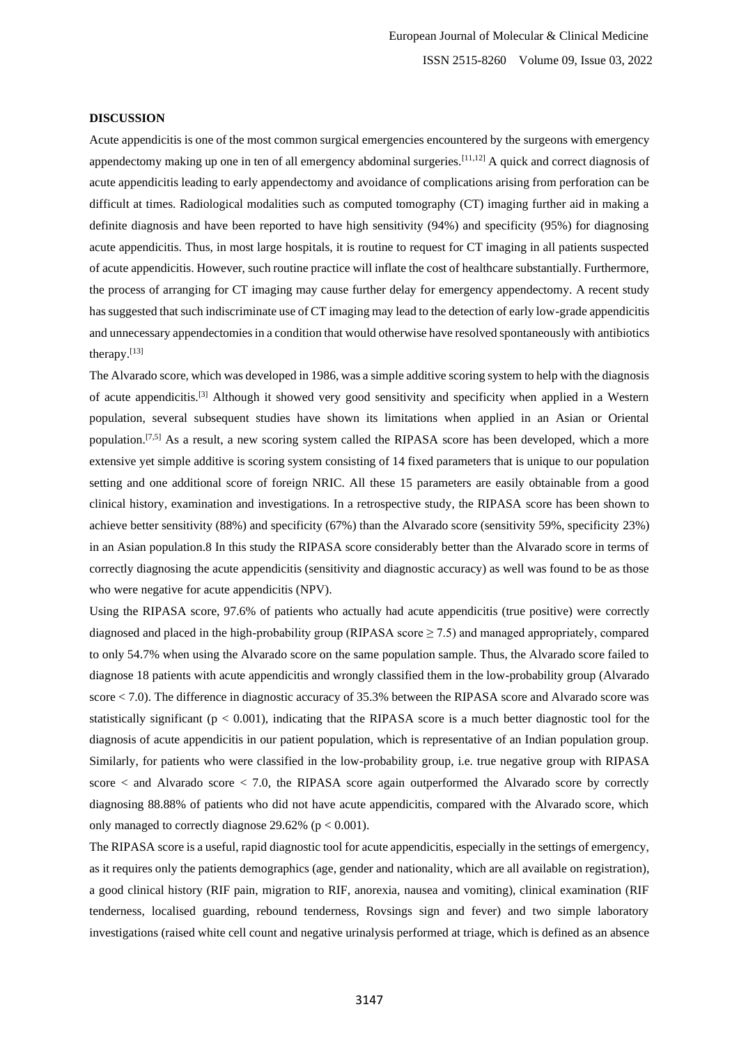### DISCUSSION

Acute appendicitis is one of the most common surgical emergencies encountered by the surgeons with emergency appendectomy making up one in ten of all emergency abdominal surgeries.[11,12] A quick and correct diagnosis of acute appendicitis leading to early appendectomy and avoidance of complications arising from perforation can be difficult at times. Radiological modalities such as computed tomography (CT) imaging further aid in making a definite diagnosis and have been reported to have high sensitivity (94%) and specificity (95%) for diagnosing acute appendicitis. Thus, in most large hospitals, it is routine to request for CT imaging in all patients suspected of acute appendicitis. However, such routine practice will inflate the cost of healthcare substantially. Furthermore, the process of arranging for CT imaging may cause further delay for emergency appendectomy. A recent study has suggested that such indiscriminate use of CT imaging may lead to the detection of early low-grade appendicitis and unnecessary appendectomies in a condition that would otherwise have resolved spontaneously with antibiotics therapy.[13]

The Alvarado score, which was developed in 1986, was a simple additive scoring system to help with the diagnosis of acute appendicitis.[3] Although it showed very good sensitivity and specificity when applied in a Western population, several subsequent studies have shown its limitations when applied in an Asian or Oriental population.[7,5] As a result, a new scoring system called the RIPASA score has been developed, which a more extensive yet simple additive is scoring system consisting of 14 fixed parameters that is unique to our population setting and one additional score of foreign NRIC. All these 15 parameters are easily obtainable from a good clinical history, examination and investigations. In a retrospective study, the RIPASA score has been shown to achieve better sensitivity (88%) and specificity (67%) than the Alvarado score (sensitivity 59%, specificity 23%) in an Asian population.8 In this study the RIPASA score considerably better than the Alvarado score in terms of correctly diagnosing the acute appendicitis (sensitivity and diagnostic accuracy) as well was found to be as those who were negative for acute appendicitis (NPV).

Using the RIPASA score, 97.6% of patients who actually had acute appendicitis (true positive) were correctly diagnosed and placed in the high-probability group (RIPASA score $\geq 7.5$) and managed appropriately, compared to only 54.7% when using the Alvarado score on the same population sample. Thus, the Alvarado score failed to diagnose 18 patients with acute appendicitis and wrongly classified them in the low-probability group (Alvarado score $< 7.0$). The difference in diagnostic accuracy of 35.3% between the RIPASA score and Alvarado score was statistically significant ($p < 0.001$), indicating that the RIPASA score is a much better diagnostic tool for the diagnosis of acute appendicitis in our patient population, which is representative of an Indian population group. Similarly, for patients who were classified in the low-probability group, i.e. true negative group with RIPASA score < and Alvarado score $< 7.0$, the RIPASA score again outperformed the Alvarado score by correctly diagnosing 88.88% of patients who did not have acute appendicitis, compared with the Alvarado score, which only managed to correctly diagnose 29.62% ($p < 0.001$).

The RIPASA score is a useful, rapid diagnostic tool for acute appendicitis, especially in the settings of emergency, as it requires only the patients demographics (age, gender and nationality, which are all available on registration), a good clinical history (RIF pain, migration to RIF, anorexia, nausea and vomiting), clinical examination (RIF tenderness, localised guarding, rebound tenderness, Rovsings sign and fever) and two simple laboratory investigations (raised white cell count and negative urinalysis performed at triage, which is defined as an absence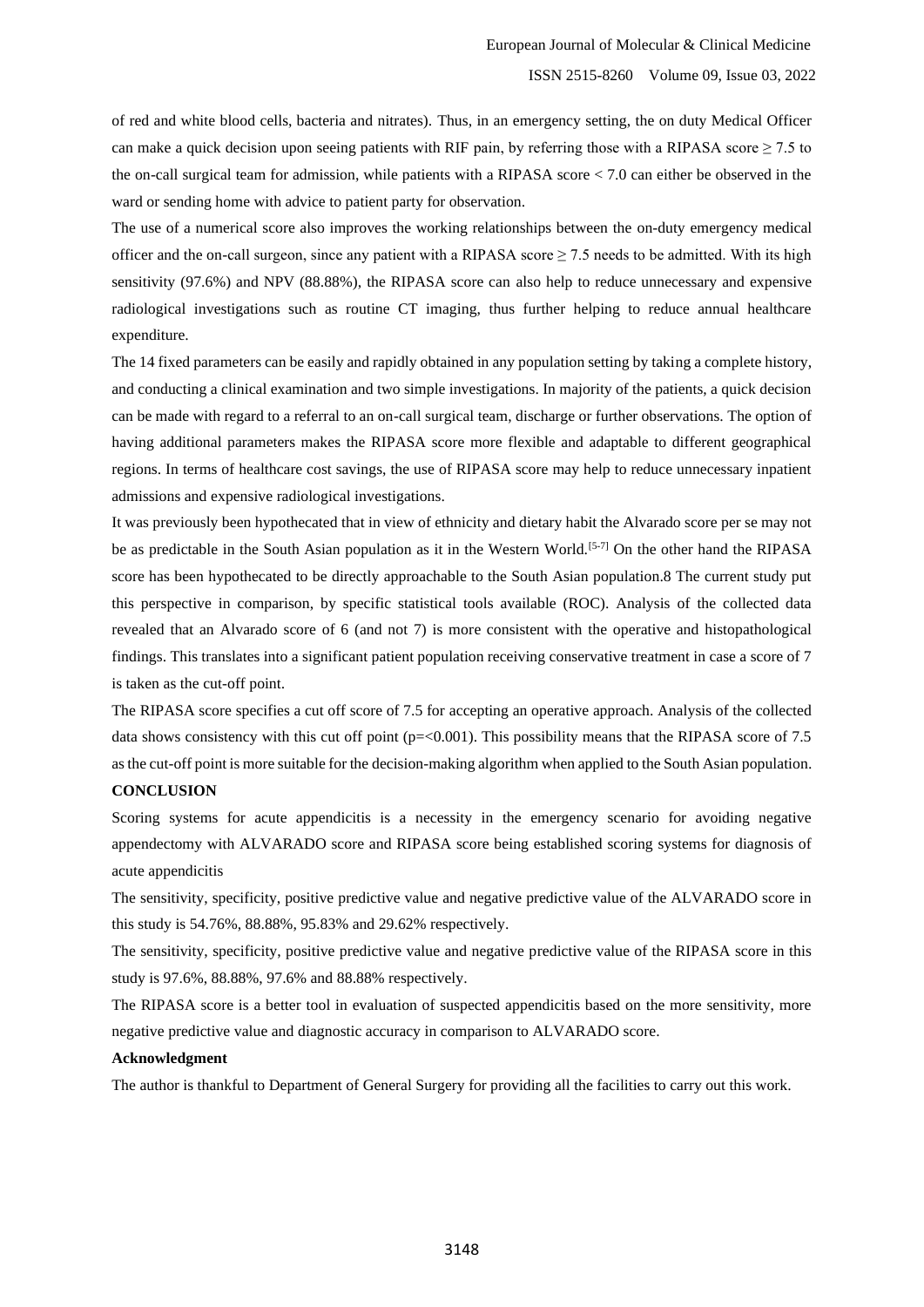of red and white blood cells, bacteria and nitrates). Thus, in an emergency setting, the on duty Medical Officer can make a quick decision upon seeing patients with RIF pain, by referring those with a RIPASA score ≥ 7.5 to the on-call surgical team for admission, while patients with a RIPASA score < 7.0 can either be observed in the ward or sending home with advice to patient party for observation.

The use of a numerical score also improves the working relationships between the on-duty emergency medical officer and the on-call surgeon, since any patient with a RIPASA score ≥ 7.5 needs to be admitted. With its high sensitivity (97.6%) and NPV (88.88%), the RIPASA score can also help to reduce unnecessary and expensive radiological investigations such as routine CT imaging, thus further helping to reduce annual healthcare expenditure.

The 14 fixed parameters can be easily and rapidly obtained in any population setting by taking a complete history, and conducting a clinical examination and two simple investigations. In majority of the patients, a quick decision can be made with regard to a referral to an on-call surgical team, discharge or further observations. The option of having additional parameters makes the RIPASA score more flexible and adaptable to different geographical regions. In terms of healthcare cost savings, the use of RIPASA score may help to reduce unnecessary inpatient admissions and expensive radiological investigations.

It was previously been hypothecated that in view of ethnicity and dietary habit the Alvarado score per se may not be as predictable in the South Asian population as it in the Western World.[5-7] On the other hand the RIPASA score has been hypothecated to be directly approachable to the South Asian population.8 The current study put this perspective in comparison, by specific statistical tools available (ROC). Analysis of the collected data revealed that an Alvarado score of 6 (and not 7) is more consistent with the operative and histopathological findings. This translates into a significant patient population receiving conservative treatment in case a score of 7 is taken as the cut-off point.

The RIPASA score specifies a cut off score of 7.5 for accepting an operative approach. Analysis of the collected data shows consistency with this cut off point ($p=<0.001$). This possibility means that the RIPASA score of 7.5 as the cut-off point is more suitable for the decision-making algorithm when applied to the South Asian population.

## CONCLUSION

Scoring systems for acute appendicitis is a necessity in the emergency scenario for avoiding negative appendectomy with ALVARADO score and RIPASA score being established scoring systems for diagnosis of acute appendicitis

The sensitivity, specificity, positive predictive value and negative predictive value of the ALVARADO score in this study is 54.76%, 88.88%, 95.83% and 29.62% respectively.

The sensitivity, specificity, positive predictive value and negative predictive value of the RIPASA score in this study is 97.6%, 88.88%, 97.6% and 88.88% respectively.

The RIPASA score is a better tool in evaluation of suspected appendicitis based on the more sensitivity, more negative predictive value and diagnostic accuracy in comparison to ALVARADO score.

**Acknowledgment**

The author is thankful to Department of General Surgery for providing all the facilities to carry out this work.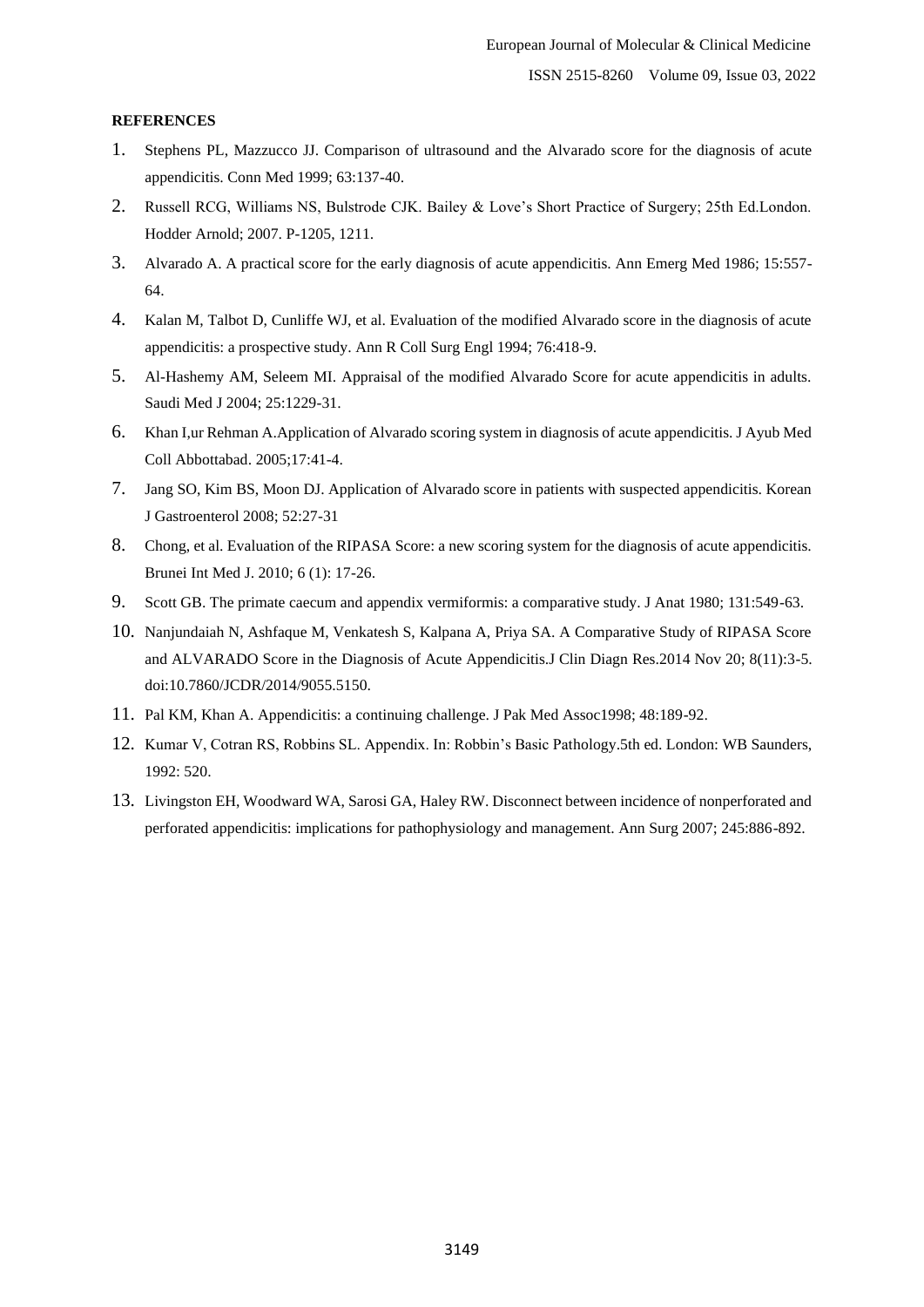**REFERENCES**

1. Stephens PL, Mazzucco JJ. Comparison of ultrasound and the Alvarado score for the diagnosis of acute appendicitis. Conn Med 1999; 63:137-40.
2. Russell RCG, Williams NS, Bulstrode CJK. Bailey & Love's Short Practice of Surgery; 25th Ed.London. Hodder Arnold; 2007. P-1205, 1211.
3. Alvarado A. A practical score for the early diagnosis of acute appendicitis. Ann Emerg Med 1986; 15:557-64.
4. Kalan M, Talbot D, Cunliffe WJ, et al. Evaluation of the modified Alvarado score in the diagnosis of acute appendicitis: a prospective study. Ann R Coll Surg Engl 1994; 76:418-9.
5. Al-Hashemy AM, Seleem MI. Appraisal of the modified Alvarado Score for acute appendicitis in adults. Saudi Med J 2004; 25:1229-31.
6. Khan I,ur Rehman A.Application of Alvarado scoring system in diagnosis of acute appendicitis. J Ayub Med Coll Abbottabad. 2005;17:41-4.
7. Jang SO, Kim BS, Moon DJ. Application of Alvarado score in patients with suspected appendicitis. Korean J Gastroenterol 2008; 52:27-31
8. Chong, et al. Evaluation of the RIPASA Score: a new scoring system for the diagnosis of acute appendicitis. Brunei Int Med J. 2010; 6 (1): 17-26.
9. Scott GB. The primate caecum and appendix vermiformis: a comparative study. J Anat 1980; 131:549-63.
10. Nanjundaiah N, Ashfaque M, Venkatesh S, Kalpana A, Priya SA. A Comparative Study of RIPASA Score and ALVARADO Score in the Diagnosis of Acute Appendicitis.J Clin Diagn Res.2014 Nov 20; 8(11):3-5. doi:10.7860/JCDR/2014/9055.5150.
11. Pal KM, Khan A. Appendicitis: a continuing challenge. J Pak Med Assoc1998; 48:189-92.
12. Kumar V, Cotran RS, Robbins SL. Appendix. In: Robbin's Basic Pathology.5th ed. London: WB Saunders, 1992: 520.
13. Livingston EH, Woodward WA, Sarosi GA, Haley RW. Disconnect between incidence of nonperforated and perforated appendicitis: implications for pathophysiology and management. Ann Surg 2007; 245:886-892.